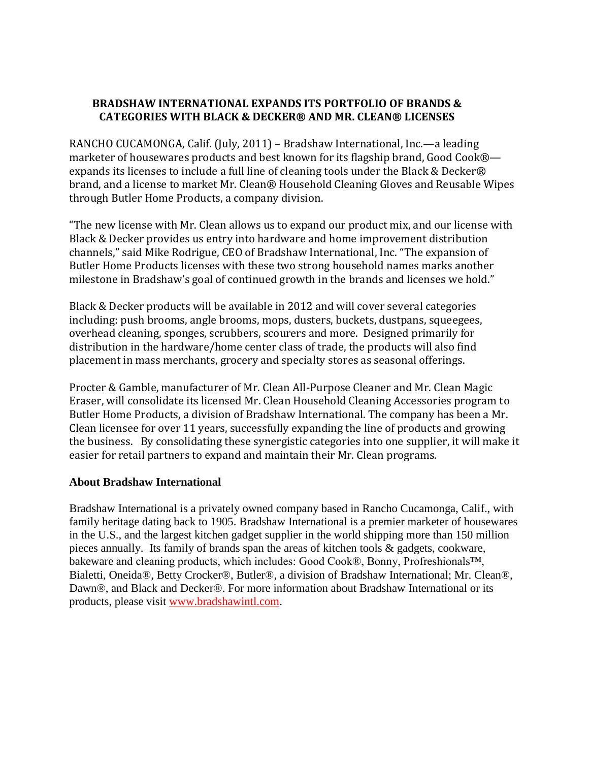# BRADSHAW INTERNATIONAL EXPANDS ITS PORTFOLIO OF BRANDS & CATEGORIES WITH BLACK & DECKER® AND MR. CLEAN® LICENSES

RANCHO CUCAMONGA, Calif. (July, 2011) – Bradshaw International, Inc.—a leading marketer of housewares products and best known for its flagship brand, Good Cook®—expands its licenses to include a full line of cleaning tools under the Black & Decker® brand, and a license to market Mr. Clean® Household Cleaning Gloves and Reusable Wipes through Butler Home Products, a company division.

"The new license with Mr. Clean allows us to expand our product mix, and our license with Black & Decker provides us entry into hardware and home improvement distribution channels," said Mike Rodrigue, CEO of Bradshaw International, Inc. "The expansion of Butler Home Products licenses with these two strong household names marks another milestone in Bradshaw's goal of continued growth in the brands and licenses we hold."

Black & Decker products will be available in 2012 and will cover several categories including: push brooms, angle brooms, mops, dusters, buckets, dustpans, squeegees, overhead cleaning, sponges, scrubbers, scourers and more. Designed primarily for distribution in the hardware/home center class of trade, the products will also find placement in mass merchants, grocery and specialty stores as seasonal offerings.

Procter & Gamble, manufacturer of Mr. Clean All-Purpose Cleaner and Mr. Clean Magic Eraser, will consolidate its licensed Mr. Clean Household Cleaning Accessories program to Butler Home Products, a division of Bradshaw International. The company has been a Mr. Clean licensee for over 11 years, successfully expanding the line of products and growing the business. By consolidating these synergistic categories into one supplier, it will make it easier for retail partners to expand and maintain their Mr. Clean programs.

**About Bradshaw International**

Bradshaw International is a privately owned company based in Rancho Cucamonga, Calif., with family heritage dating back to 1905. Bradshaw International is a premier marketer of housewares in the U.S., and the largest kitchen gadget supplier in the world shipping more than 150 million pieces annually. Its family of brands span the areas of kitchen tools & gadgets, cookware, bakeware and cleaning products, which includes: Good Cook®, Bonny, Profreshionals™, Bialetti, Oneida®, Betty Crocker®, Butler®, a division of Bradshaw International; Mr. Clean®, Dawn®, and Black and Decker®. For more information about Bradshaw International or its products, please visit www.bradshawintl.com.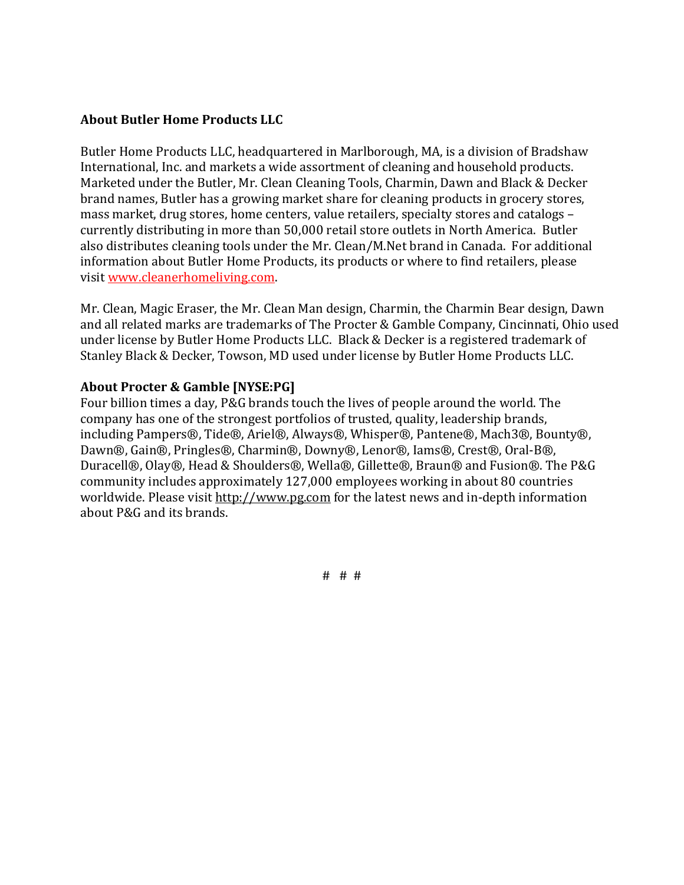**About Butler Home Products LLC**

Butler Home Products LLC, headquartered in Marlborough, MA, is a division of Bradshaw International, Inc. and markets a wide assortment of cleaning and household products. Marketed under the Butler, Mr. Clean Cleaning Tools, Charmin, Dawn and Black & Decker brand names, Butler has a growing market share for cleaning products in grocery stores, mass market, drug stores, home centers, value retailers, specialty stores and catalogs – currently distributing in more than 50,000 retail store outlets in North America. Butler also distributes cleaning tools under the Mr. Clean/M.Net brand in Canada. For additional information about Butler Home Products, its products or where to find retailers, please visit www.cleanerhomeliving.com.

Mr. Clean, Magic Eraser, the Mr. Clean Man design, Charmin, the Charmin Bear design, Dawn and all related marks are trademarks of The Procter & Gamble Company, Cincinnati, Ohio used under license by Butler Home Products LLC. Black & Decker is a registered trademark of Stanley Black & Decker, Towson, MD used under license by Butler Home Products LLC.

**About Procter & Gamble [NYSE:PG]**

Four billion times a day, P&G brands touch the lives of people around the world. The company has one of the strongest portfolios of trusted, quality, leadership brands, including Pampers®, Tide®, Ariel®, Always®, Whisper®, Pantene®, Mach3®, Bounty®, Dawn®, Gain®, Pringles®, Charmin®, Downy®, Lenor®, Iams®, Crest®, Oral-B®, Duracell®, Olay®, Head & Shoulders®, Wella®, Gillette®, Braun® and Fusion®. The P&G community includes approximately 127,000 employees working in about 80 countries worldwide. Please visit http://www.pg.com for the latest news and in-depth information about P&G and its brands.

# # #